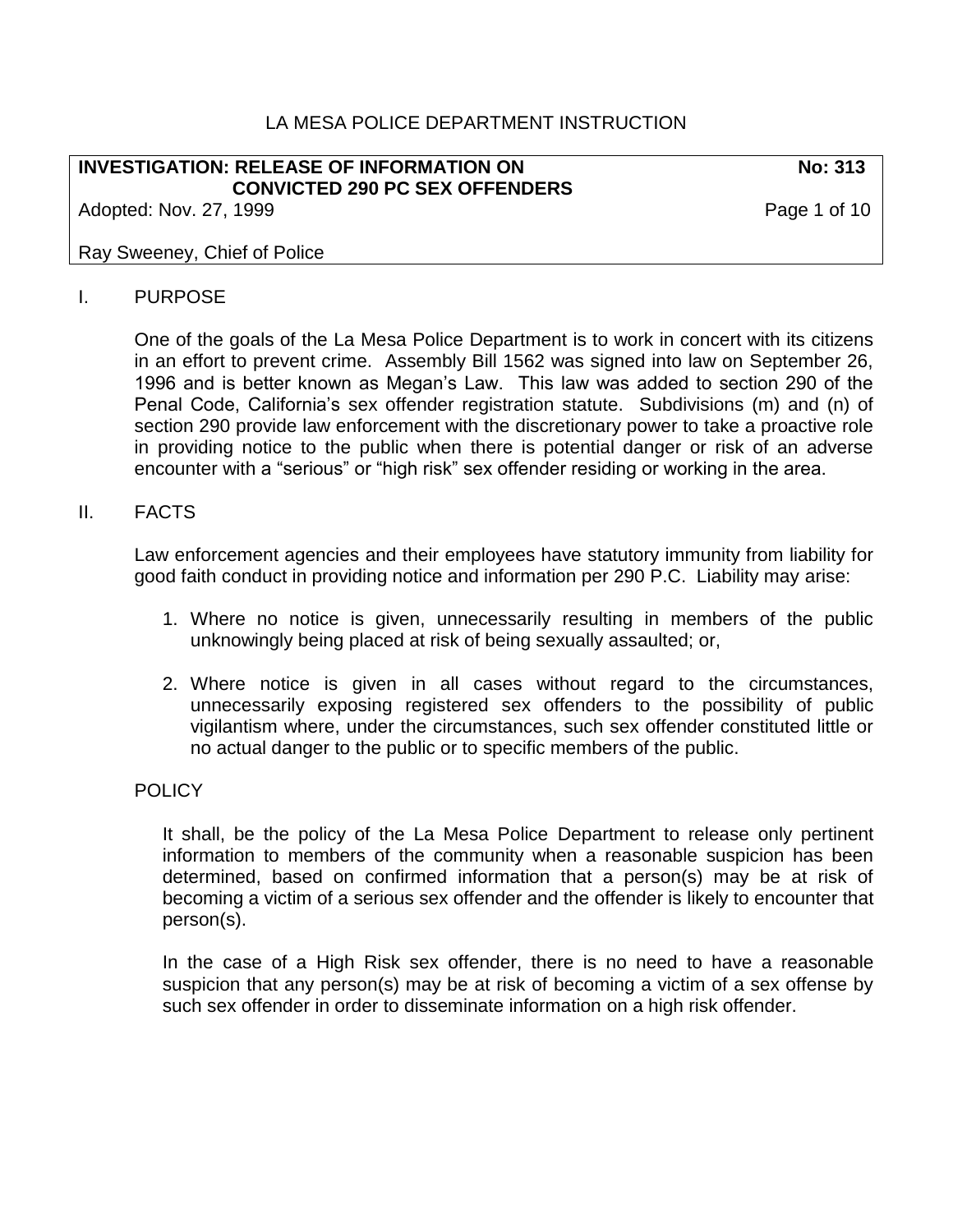LA MESA POLICE DEPARTMENT INSTRUCTION

**INVESTIGATION: RELEASE OF INFORMATION ON CONVICTED 290 PC SEX OFFENDERS** **No: 313**

Adopted: Nov. 27, 1999

Ray Sweeney, Chief of Police

## I. PURPOSE

One of the goals of the La Mesa Police Department is to work in concert with its citizens in an effort to prevent crime. Assembly Bill 1562 was signed into law on September 26, 1996 and is better known as Megan's Law. This law was added to section 290 of the Penal Code, California's sex offender registration statute. Subdivisions (m) and (n) of section 290 provide law enforcement with the discretionary power to take a proactive role in providing notice to the public when there is potential danger or risk of an adverse encounter with a "serious" or "high risk" sex offender residing or working in the area.

## II. FACTS

Law enforcement agencies and their employees have statutory immunity from liability for good faith conduct in providing notice and information per 290 P.C. Liability may arise:

1. Where no notice is given, unnecessarily resulting in members of the public unknowingly being placed at risk of being sexually assaulted; or,
2. Where notice is given in all cases without regard to the circumstances, unnecessarily exposing registered sex offenders to the possibility of public vigilantism where, under the circumstances, such sex offender constituted little or no actual danger to the public or to specific members of the public.

## POLICY

It shall, be the policy of the La Mesa Police Department to release only pertinent information to members of the community when a reasonable suspicion has been determined, based on confirmed information that a person(s) may be at risk of becoming a victim of a serious sex offender and the offender is likely to encounter that person(s).

In the case of a High Risk sex offender, there is no need to have a reasonable suspicion that any person(s) may be at risk of becoming a victim of a sex offense by such sex offender in order to disseminate information on a high risk offender.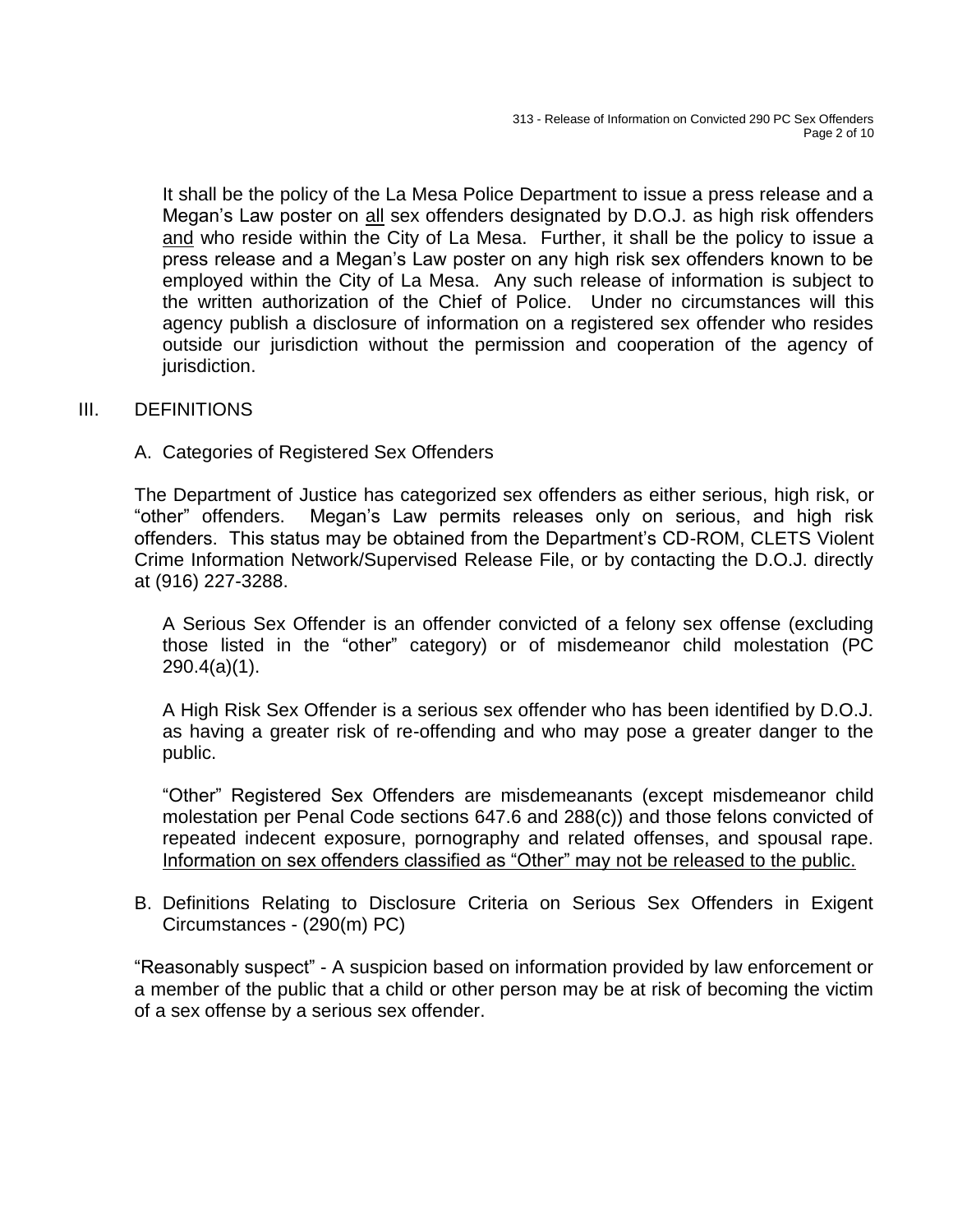It shall be the policy of the La Mesa Police Department to issue a press release and a Megan's Law poster on <u>all</u> sex offenders designated by D.O.J. as high risk offenders <u>and</u> who reside within the City of La Mesa. Further, it shall be the policy to issue a press release and a Megan's Law poster on any high risk sex offenders known to be employed within the City of La Mesa. Any such release of information is subject to the written authorization of the Chief of Police. Under no circumstances will this agency publish a disclosure of information on a registered sex offender who resides outside our jurisdiction without the permission and cooperation of the agency of jurisdiction.

## III. DEFINITIONS

### A. Categories of Registered Sex Offenders

The Department of Justice has categorized sex offenders as either serious, high risk, or "other" offenders. Megan's Law permits releases only on serious, and high risk offenders. This status may be obtained from the Department's CD-ROM, CLETS Violent Crime Information Network/Supervised Release File, or by contacting the D.O.J. directly at (916) 227-3288.

A Serious Sex Offender is an offender convicted of a felony sex offense (excluding those listed in the "other" category) or of misdemeanor child molestation (PC 290.4(a)(1).

A High Risk Sex Offender is a serious sex offender who has been identified by D.O.J. as having a greater risk of re-offending and who may pose a greater danger to the public.

"Other" Registered Sex Offenders are misdemeanants (except misdemeanor child molestation per Penal Code sections 647.6 and 288(c)) and those felons convicted of repeated indecent exposure, pornography and related offenses, and spousal rape. <u>Information on sex offenders classified as "Other" may not be released to the public.</u>

### B. Definitions Relating to Disclosure Criteria on Serious Sex Offenders in Exigent Circumstances - (290(m) PC)

"Reasonably suspect" - A suspicion based on information provided by law enforcement or a member of the public that a child or other person may be at risk of becoming the victim of a sex offense by a serious sex offender.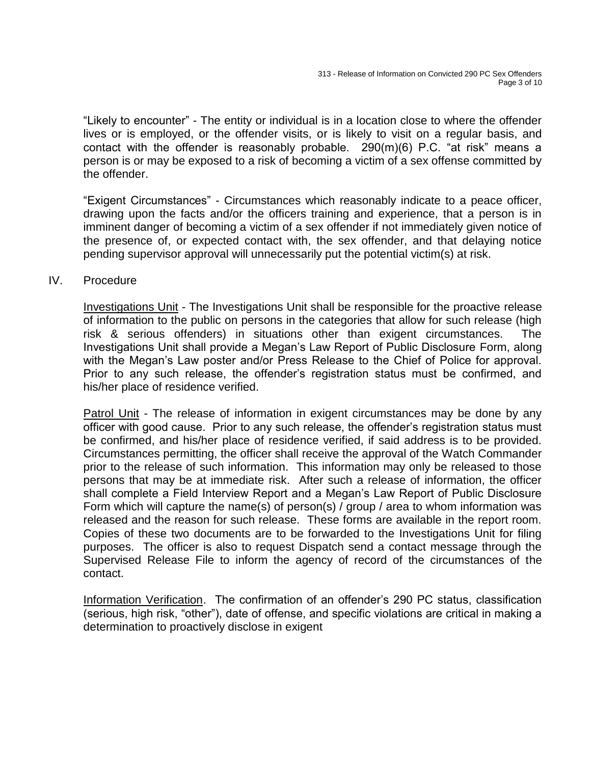"Likely to encounter" - The entity or individual is in a location close to where the offender lives or is employed, or the offender visits, or is likely to visit on a regular basis, and contact with the offender is reasonably probable. 290(m)(6) P.C. "at risk" means a person is or may be exposed to a risk of becoming a victim of a sex offense committed by the offender.

"Exigent Circumstances" - Circumstances which reasonably indicate to a peace officer, drawing upon the facts and/or the officers training and experience, that a person is in imminent danger of becoming a victim of a sex offender if not immediately given notice of the presence of, or expected contact with, the sex offender, and that delaying notice pending supervisor approval will unnecessarily put the potential victim(s) at risk.

## IV. Procedure

<u>Investigations Unit</u> - The Investigations Unit shall be responsible for the proactive release of information to the public on persons in the categories that allow for such release (high risk & serious offenders) in situations other than exigent circumstances. The Investigations Unit shall provide a Megan's Law Report of Public Disclosure Form, along with the Megan's Law poster and/or Press Release to the Chief of Police for approval. Prior to any such release, the offender's registration status must be confirmed, and his/her place of residence verified.

<u>Patrol Unit</u> - The release of information in exigent circumstances may be done by any officer with good cause. Prior to any such release, the offender's registration status must be confirmed, and his/her place of residence verified, if said address is to be provided. Circumstances permitting, the officer shall receive the approval of the Watch Commander prior to the release of such information. This information may only be released to those persons that may be at immediate risk. After such a release of information, the officer shall complete a Field Interview Report and a Megan's Law Report of Public Disclosure Form which will capture the name(s) of person(s) / group / area to whom information was released and the reason for such release. These forms are available in the report room. Copies of these two documents are to be forwarded to the Investigations Unit for filing purposes. The officer is also to request Dispatch send a contact message through the Supervised Release File to inform the agency of record of the circumstances of the contact.

<u>Information Verification</u>. The confirmation of an offender's 290 PC status, classification (serious, high risk, "other"), date of offense, and specific violations are critical in making a determination to proactively disclose in exigent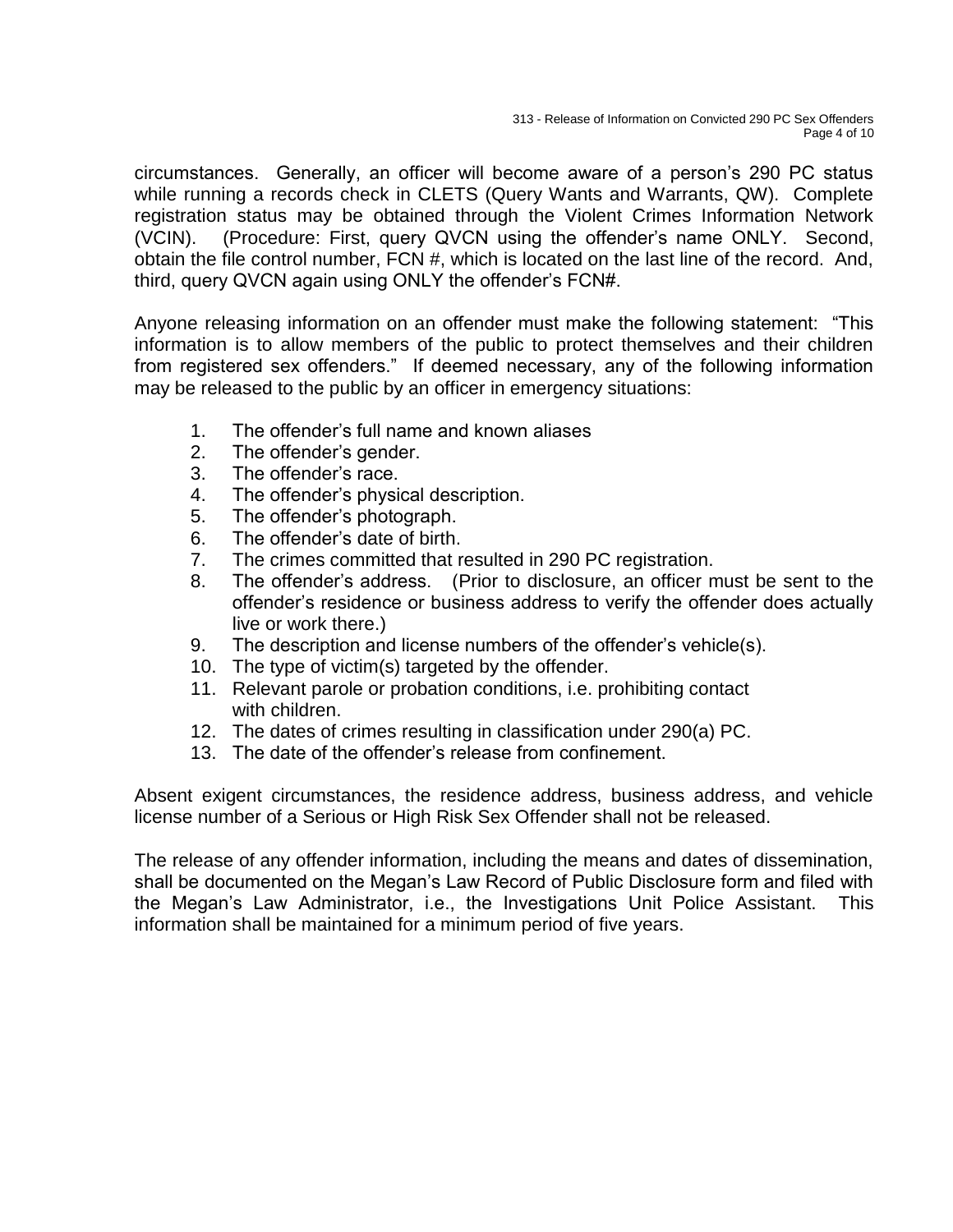circumstances. Generally, an officer will become aware of a person's 290 PC status while running a records check in CLETS (Query Wants and Warrants, QW). Complete registration status may be obtained through the Violent Crimes Information Network (VCIN). (Procedure: First, query QVCN using the offender's name ONLY. Second, obtain the file control number, FCN #, which is located on the last line of the record. And, third, query QVCN again using ONLY the offender's FCN#.

Anyone releasing information on an offender must make the following statement: "This information is to allow members of the public to protect themselves and their children from registered sex offenders." If deemed necessary, any of the following information may be released to the public by an officer in emergency situations:

1. The offender's full name and known aliases
2. The offender's gender.
3. The offender's race.
4. The offender's physical description.
5. The offender's photograph.
6. The offender's date of birth.
7. The crimes committed that resulted in 290 PC registration.
8. The offender's address. (Prior to disclosure, an officer must be sent to the offender's residence or business address to verify the offender does actually live or work there.)
9. The description and license numbers of the offender's vehicle(s).
10. The type of victim(s) targeted by the offender.
11. Relevant parole or probation conditions, i.e. prohibiting contact with children.
12. The dates of crimes resulting in classification under 290(a) PC.
13. The date of the offender's release from confinement.

Absent exigent circumstances, the residence address, business address, and vehicle license number of a Serious or High Risk Sex Offender shall not be released.

The release of any offender information, including the means and dates of dissemination, shall be documented on the Megan's Law Record of Public Disclosure form and filed with the Megan's Law Administrator, i.e., the Investigations Unit Police Assistant. This information shall be maintained for a minimum period of five years.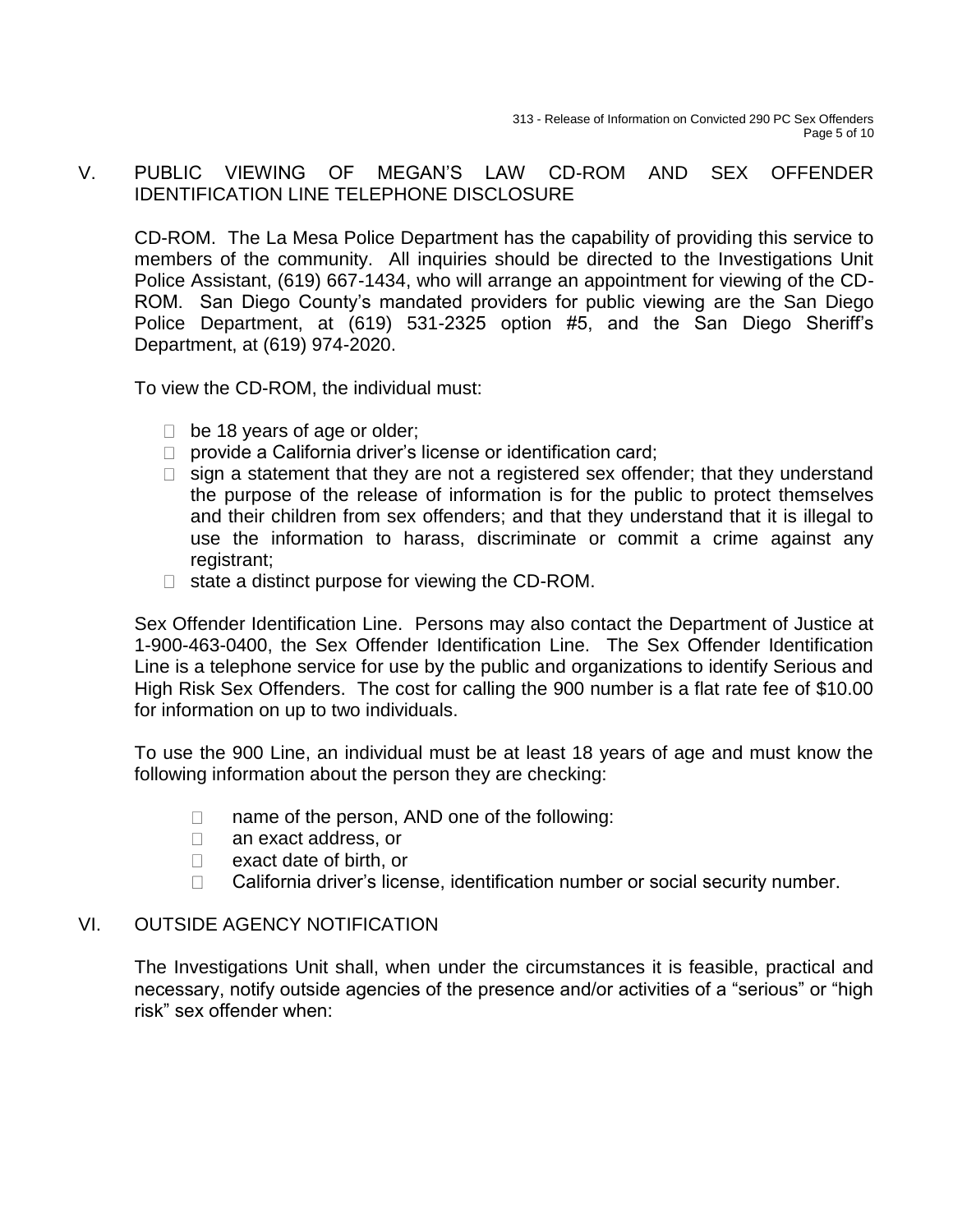## V. PUBLIC VIEWING OF MEGAN'S LAW CD-ROM AND SEX OFFENDER IDENTIFICATION LINE TELEPHONE DISCLOSURE

CD-ROM. The La Mesa Police Department has the capability of providing this service to members of the community. All inquiries should be directed to the Investigations Unit Police Assistant, (619) 667-1434, who will arrange an appointment for viewing of the CD-ROM. San Diego County's mandated providers for public viewing are the San Diego Police Department, at (619) 531-2325 option #5, and the San Diego Sheriff's Department, at (619) 974-2020.

To view the CD-ROM, the individual must:

- be 18 years of age or older;
- provide a California driver's license or identification card;
- sign a statement that they are not a registered sex offender; that they understand the purpose of the release of information is for the public to protect themselves and their children from sex offenders; and that they understand that it is illegal to use the information to harass, discriminate or commit a crime against any registrant;
- state a distinct purpose for viewing the CD-ROM.

Sex Offender Identification Line. Persons may also contact the Department of Justice at 1-900-463-0400, the Sex Offender Identification Line. The Sex Offender Identification Line is a telephone service for use by the public and organizations to identify Serious and High Risk Sex Offenders. The cost for calling the 900 number is a flat rate fee of $10.00 for information on up to two individuals.

To use the 900 Line, an individual must be at least 18 years of age and must know the following information about the person they are checking:

- name of the person, AND one of the following:
- an exact address, or
- exact date of birth, or
- California driver's license, identification number or social security number.

## VI. OUTSIDE AGENCY NOTIFICATION

The Investigations Unit shall, when under the circumstances it is feasible, practical and necessary, notify outside agencies of the presence and/or activities of a "serious" or "high risk" sex offender when: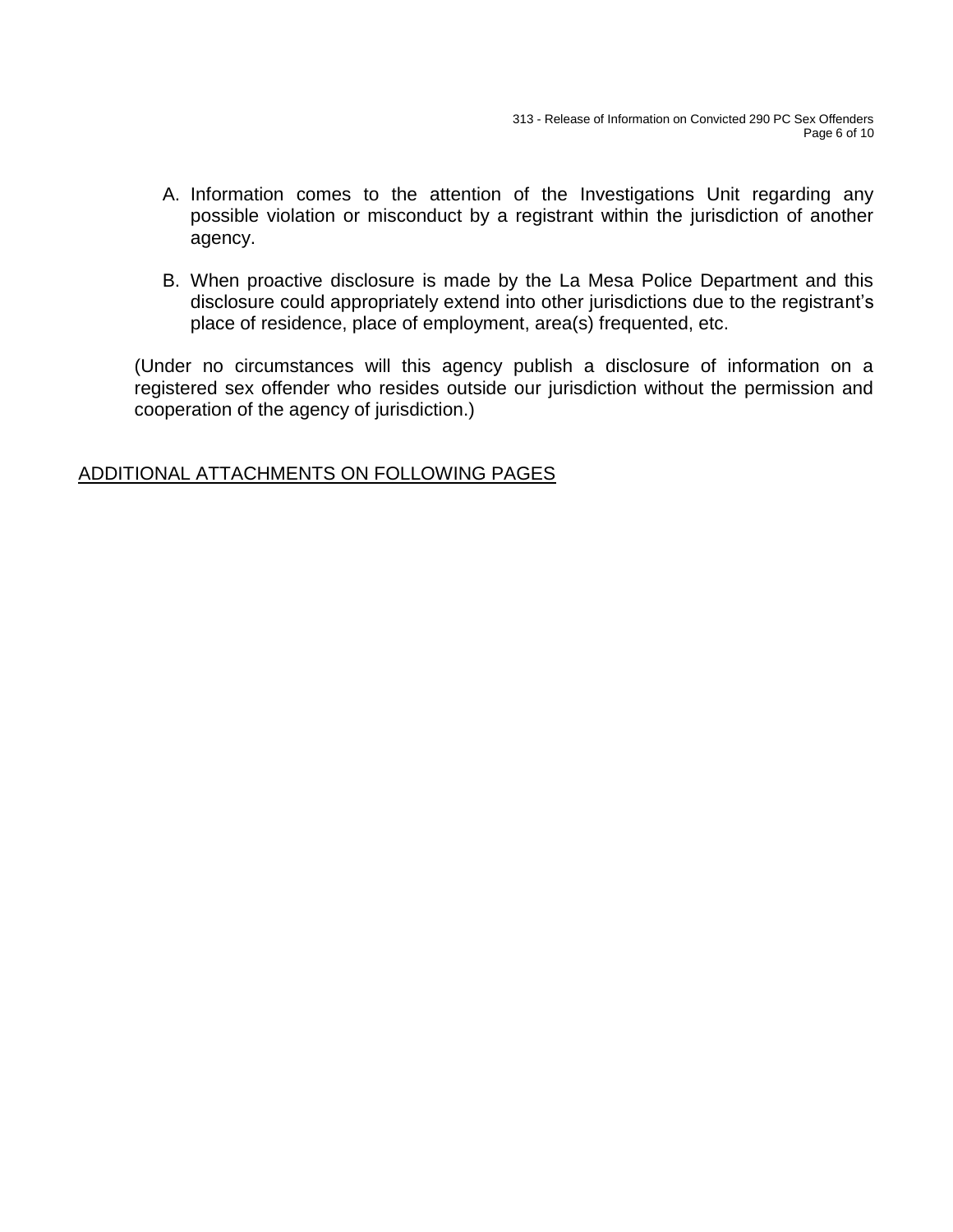A. Information comes to the attention of the Investigations Unit regarding any possible violation or misconduct by a registrant within the jurisdiction of another agency.

B. When proactive disclosure is made by the La Mesa Police Department and this disclosure could appropriately extend into other jurisdictions due to the registrant's place of residence, place of employment, area(s) frequented, etc.

(Under no circumstances will this agency publish a disclosure of information on a registered sex offender who resides outside our jurisdiction without the permission and cooperation of the agency of jurisdiction.)

<u>ADDITIONAL ATTACHMENTS ON FOLLOWING PAGES</u>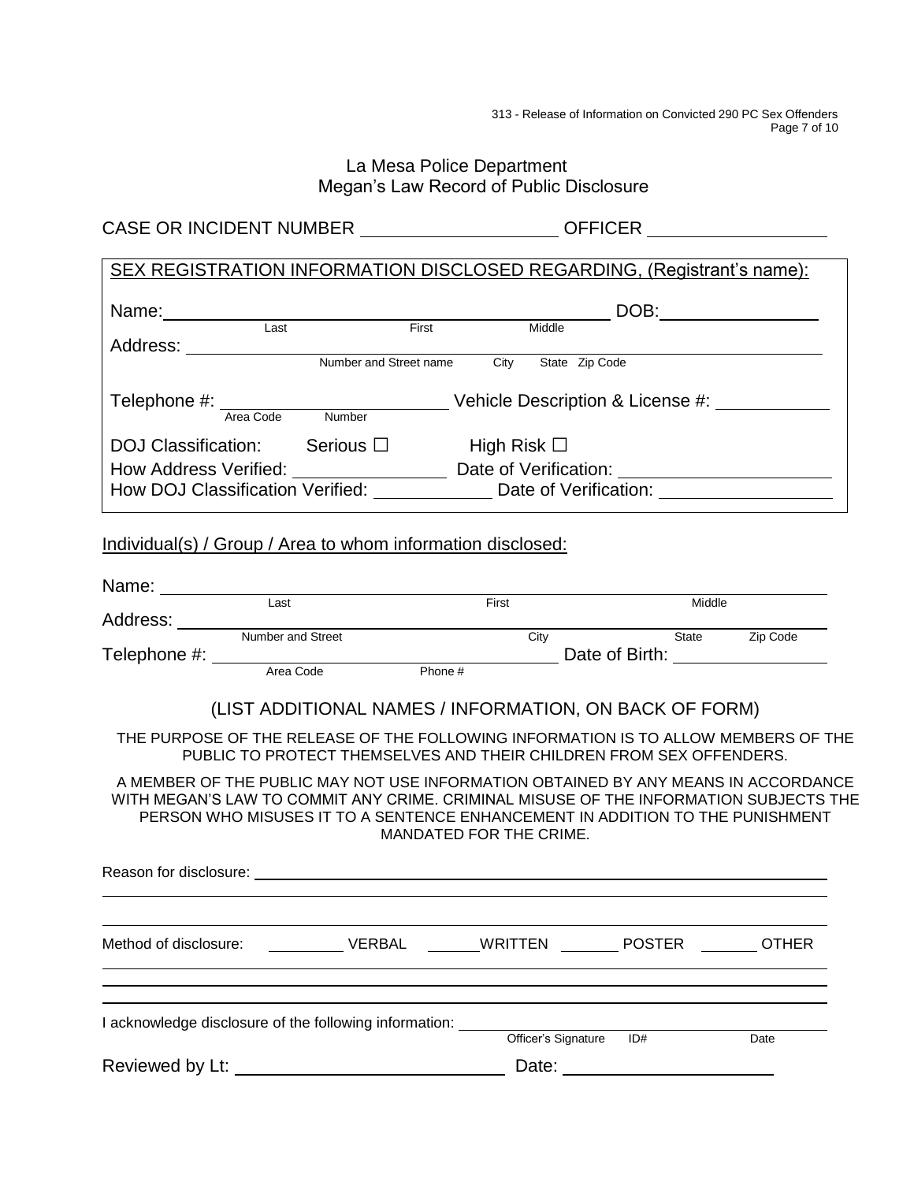# La Mesa Police Department
## Megan's Law Record of Public Disclosure

CASE OR INCIDENT NUMBER ____________________ OFFICER __________________

SEX REGISTRATION INFORMATION DISCLOSED REGARDING, (Registrant's name):

Name: ______________________________________________ DOB: ________________
Last First Middle

Address: ____________________________________________________________
Number and Street name City State Zip Code

Telephone #: __________________________ Vehicle Description & License #: ____________
Area Code Number

DOJ Classification: Serious ☐ High Risk ☐

How Address Verified: _______________ Date of Verification: _____________________

How DOJ Classification Verified: ____________ Date of Verification: _________________

Individual(s) / Group / Area to whom information disclosed:

Name: ____________________________________________________________
Last First Middle

Address: __________________________________________________________
Number and Street City State Zip Code

Telephone #: ______________________________ Date of Birth: _________________
Area Code Phone #

(LIST ADDITIONAL NAMES / INFORMATION, ON BACK OF FORM)

THE PURPOSE OF THE RELEASE OF THE FOLLOWING INFORMATION IS TO ALLOW MEMBERS OF THE PUBLIC TO PROTECT THEMSELVES AND THEIR CHILDREN FROM SEX OFFENDERS.

A MEMBER OF THE PUBLIC MAY NOT USE INFORMATION OBTAINED BY ANY MEANS IN ACCORDANCE WITH MEGAN'S LAW TO COMMIT ANY CRIME. CRIMINAL MISUSE OF THE INFORMATION SUBJECTS THE PERSON WHO MISUSES IT TO A SENTENCE ENHANCEMENT IN ADDITION TO THE PUNISHMENT MANDATED FOR THE CRIME.

Reason for disclosure: ____________________________________________________________

____________________________________________________________

____________________________________________________________

Method of disclosure: ________ VERBAL ______WRITTEN _______ POSTER ______ OTHER

____________________________________________________________

____________________________________________________________

____________________________________________________________

I acknowledge disclosure of the following information: ____________________________
Officer's Signature ID# Date

Reviewed by Lt: ____________________________ Date: ______________________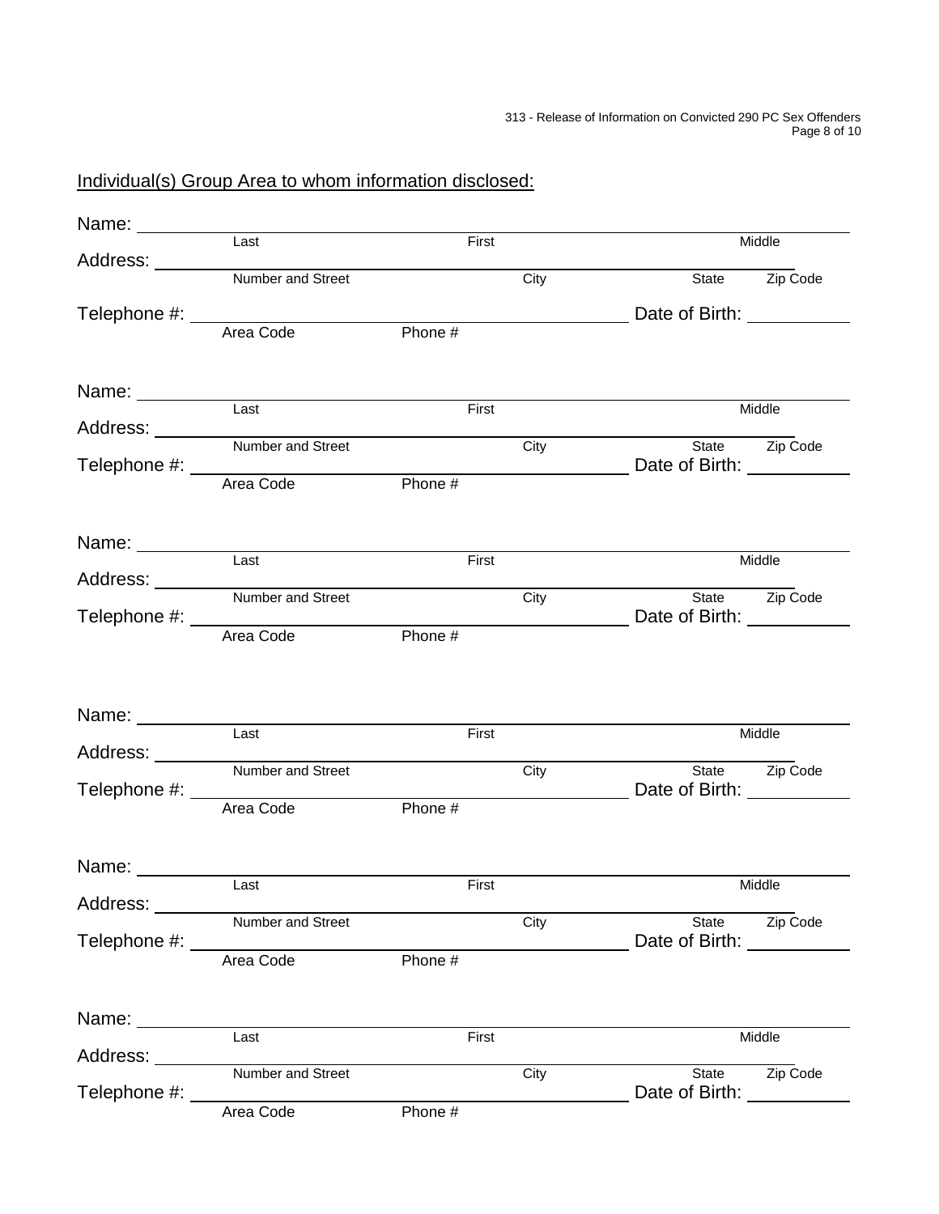Individual(s) Group Area to whom information disclosed:

Name: \_\_\_\_\_\_\_\_\_\_\_\_\_\_\_\_\_\_\_\_\_\_\_\_\_\_\_\_\_\_\_\_\_\_\_\_\_\_\_\_\_\_\_\_\_\_\_\_\_\_\_\_\_\_\_\_\_
Last First Middle

Address: \_\_\_\_\_\_\_\_\_\_\_\_\_\_\_\_\_\_\_\_\_\_\_\_\_\_\_\_\_\_\_\_\_\_\_\_\_\_\_\_\_\_\_\_\_\_\_\_\_\_\_\_
Number and Street City State Zip Code

Telephone #: \_\_\_\_\_\_\_\_\_\_\_\_\_\_\_\_\_\_\_\_\_\_\_\_\_\_\_\_\_\_\_\_ Date of Birth: \_\_\_\_\_\_\_\_\_\_
Area Code Phone #

Name: \_\_\_\_\_\_\_\_\_\_\_\_\_\_\_\_\_\_\_\_\_\_\_\_\_\_\_\_\_\_\_\_\_\_\_\_\_\_\_\_\_\_\_\_\_\_\_\_\_\_\_\_\_\_\_\_\_
Last First Middle

Address: \_\_\_\_\_\_\_\_\_\_\_\_\_\_\_\_\_\_\_\_\_\_\_\_\_\_\_\_\_\_\_\_\_\_\_\_\_\_\_\_\_\_\_\_\_\_\_\_\_\_\_\_
Number and Street City State Zip Code

Telephone #: \_\_\_\_\_\_\_\_\_\_\_\_\_\_\_\_\_\_\_\_\_\_\_\_\_\_\_\_\_\_\_\_ Date of Birth: \_\_\_\_\_\_\_\_\_\_
Area Code Phone #

Name: \_\_\_\_\_\_\_\_\_\_\_\_\_\_\_\_\_\_\_\_\_\_\_\_\_\_\_\_\_\_\_\_\_\_\_\_\_\_\_\_\_\_\_\_\_\_\_\_\_\_\_\_\_\_\_\_\_
Last First Middle

Address: \_\_\_\_\_\_\_\_\_\_\_\_\_\_\_\_\_\_\_\_\_\_\_\_\_\_\_\_\_\_\_\_\_\_\_\_\_\_\_\_\_\_\_\_\_\_\_\_\_\_\_\_
Number and Street City State Zip Code

Telephone #: \_\_\_\_\_\_\_\_\_\_\_\_\_\_\_\_\_\_\_\_\_\_\_\_\_\_\_\_\_\_\_\_ Date of Birth: \_\_\_\_\_\_\_\_\_\_
Area Code Phone #

Name: \_\_\_\_\_\_\_\_\_\_\_\_\_\_\_\_\_\_\_\_\_\_\_\_\_\_\_\_\_\_\_\_\_\_\_\_\_\_\_\_\_\_\_\_\_\_\_\_\_\_\_\_\_\_\_\_\_
Last First Middle

Address: \_\_\_\_\_\_\_\_\_\_\_\_\_\_\_\_\_\_\_\_\_\_\_\_\_\_\_\_\_\_\_\_\_\_\_\_\_\_\_\_\_\_\_\_\_\_\_\_\_\_\_\_
Number and Street City State Zip Code

Telephone #: \_\_\_\_\_\_\_\_\_\_\_\_\_\_\_\_\_\_\_\_\_\_\_\_\_\_\_\_\_\_\_\_ Date of Birth: \_\_\_\_\_\_\_\_\_\_
Area Code Phone #

Name: \_\_\_\_\_\_\_\_\_\_\_\_\_\_\_\_\_\_\_\_\_\_\_\_\_\_\_\_\_\_\_\_\_\_\_\_\_\_\_\_\_\_\_\_\_\_\_\_\_\_\_\_\_\_\_\_\_
Last First Middle

Address: \_\_\_\_\_\_\_\_\_\_\_\_\_\_\_\_\_\_\_\_\_\_\_\_\_\_\_\_\_\_\_\_\_\_\_\_\_\_\_\_\_\_\_\_\_\_\_\_\_\_\_\_
Number and Street City State Zip Code

Telephone #: \_\_\_\_\_\_\_\_\_\_\_\_\_\_\_\_\_\_\_\_\_\_\_\_\_\_\_\_\_\_\_\_ Date of Birth: \_\_\_\_\_\_\_\_\_\_
Area Code Phone #

Name: \_\_\_\_\_\_\_\_\_\_\_\_\_\_\_\_\_\_\_\_\_\_\_\_\_\_\_\_\_\_\_\_\_\_\_\_\_\_\_\_\_\_\_\_\_\_\_\_\_\_\_\_\_\_\_\_\_
Last First Middle

Address: \_\_\_\_\_\_\_\_\_\_\_\_\_\_\_\_\_\_\_\_\_\_\_\_\_\_\_\_\_\_\_\_\_\_\_\_\_\_\_\_\_\_\_\_\_\_\_\_\_\_\_\_
Number and Street City State Zip Code

Telephone #: \_\_\_\_\_\_\_\_\_\_\_\_\_\_\_\_\_\_\_\_\_\_\_\_\_\_\_\_\_\_\_\_ Date of Birth: \_\_\_\_\_\_\_\_\_\_
Area Code Phone #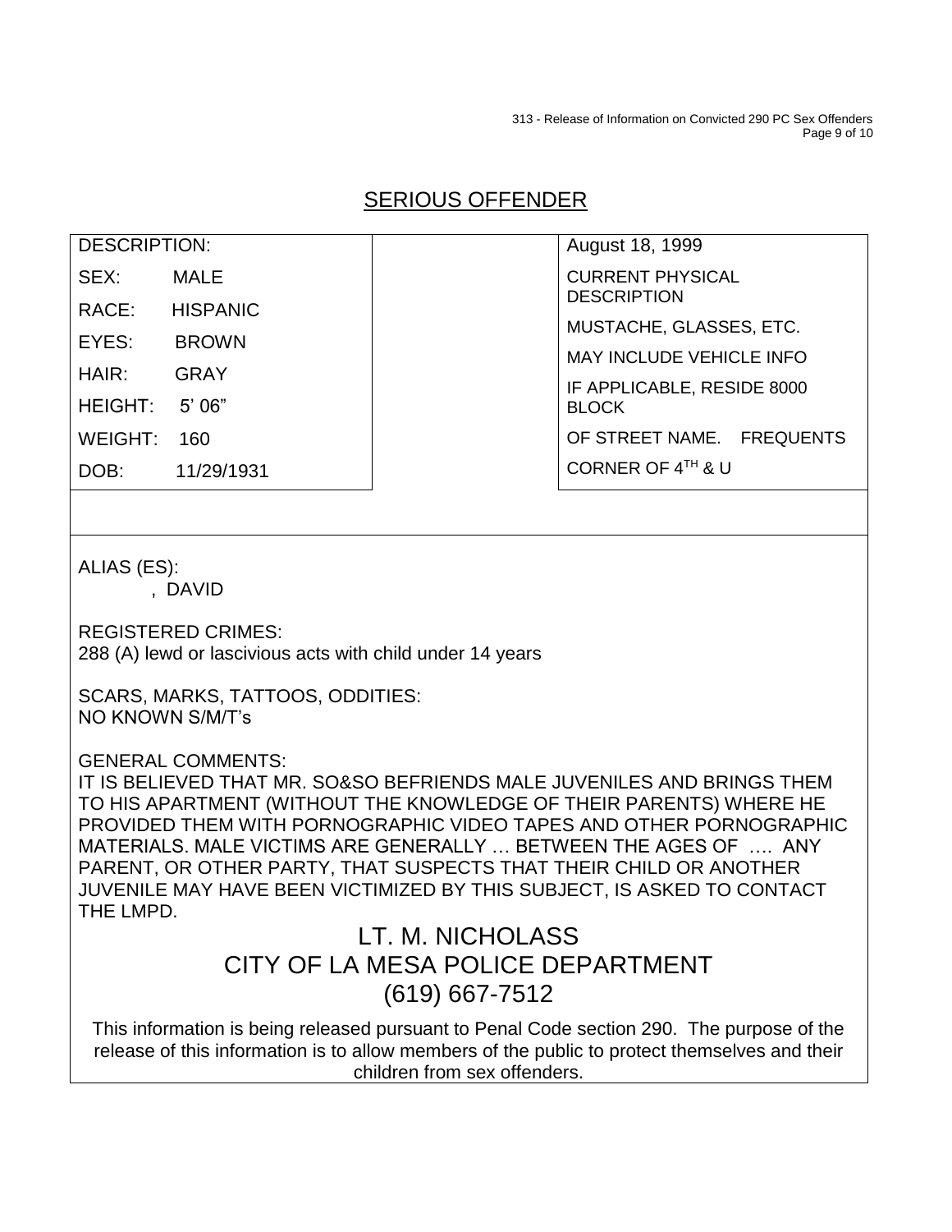## SERIOUS OFFENDER

| DESCRIPTION: | | August 18, 1999 |
|---|---|---|
| SEX: MALE | | CURRENT PHYSICAL DESCRIPTION |
| RACE: HISPANIC | | MUSTACHE, GLASSES, ETC. |
| EYES: BROWN | | MAY INCLUDE VEHICLE INFO |
| HAIR: GRAY | | IF APPLICABLE, RESIDE 8000 BLOCK |
| HEIGHT: 5' 06" | | OF STREET NAME. FREQUENTS |
| WEIGHT: 160 | | CORNER OF 4TH & U |
| DOB: 11/29/1931 | | |

ALIAS (ES):
, DAVID

REGISTERED CRIMES:
288 (A) lewd or lascivious acts with child under 14 years

SCARS, MARKS, TATTOOS, ODDITIES:
NO KNOWN S/M/T's

GENERAL COMMENTS:
IT IS BELIEVED THAT MR. SO&SO BEFRIENDS MALE JUVENILES AND BRINGS THEM TO HIS APARTMENT (WITHOUT THE KNOWLEDGE OF THEIR PARENTS) WHERE HE PROVIDED THEM WITH PORNOGRAPHIC VIDEO TAPES AND OTHER PORNOGRAPHIC MATERIALS. MALE VICTIMS ARE GENERALLY … BETWEEN THE AGES OF …. ANY PARENT, OR OTHER PARTY, THAT SUSPECTS THAT THEIR CHILD OR ANOTHER JUVENILE MAY HAVE BEEN VICTIMIZED BY THIS SUBJECT, IS ASKED TO CONTACT THE LMPD.

LT. M. NICHOLASS
CITY OF LA MESA POLICE DEPARTMENT
(619) 667-7512

This information is being released pursuant to Penal Code section 290. The purpose of the release of this information is to allow members of the public to protect themselves and their children from sex offenders.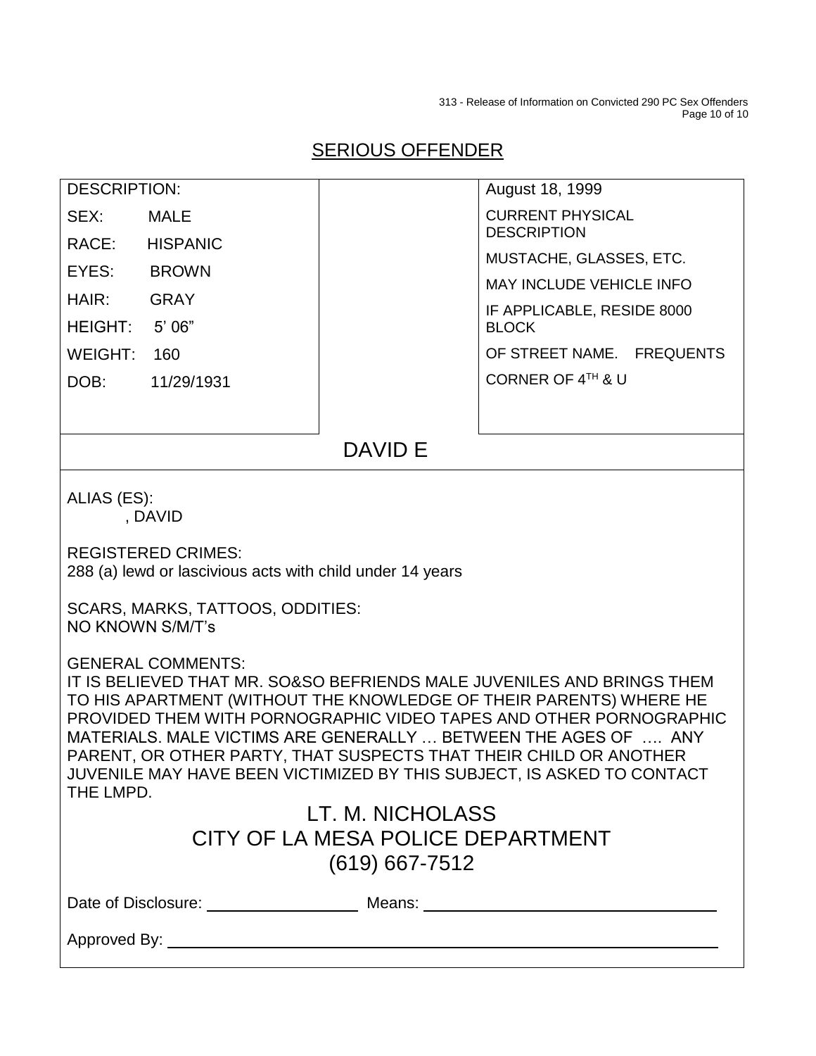## SERIOUS OFFENDER

| DESCRIPTION: | | August 18, 1999 |
|---|---|---|
| SEX: MALE | | CURRENT PHYSICAL DESCRIPTION |
| RACE: HISPANIC | | MUSTACHE, GLASSES, ETC. |
| EYES: BROWN | | MAY INCLUDE VEHICLE INFO |
| HAIR: GRAY | | IF APPLICABLE, RESIDE 8000 BLOCK |
| HEIGHT: 5' 06" | | OF STREET NAME. FREQUENTS |
| WEIGHT: 160 | | CORNER OF 4TH & U |
| DOB: 11/29/1931 | | |

DAVID E

ALIAS (ES):
, DAVID

REGISTERED CRIMES:
288 (a) lewd or lascivious acts with child under 14 years

SCARS, MARKS, TATTOOS, ODDITIES:
NO KNOWN S/M/T's

GENERAL COMMENTS:
IT IS BELIEVED THAT MR. SO&SO BEFRIENDS MALE JUVENILES AND BRINGS THEM TO HIS APARTMENT (WITHOUT THE KNOWLEDGE OF THEIR PARENTS) WHERE HE PROVIDED THEM WITH PORNOGRAPHIC VIDEO TAPES AND OTHER PORNOGRAPHIC MATERIALS. MALE VICTIMS ARE GENERALLY … BETWEEN THE AGES OF …. ANY PARENT, OR OTHER PARTY, THAT SUSPECTS THAT THEIR CHILD OR ANOTHER JUVENILE MAY HAVE BEEN VICTIMIZED BY THIS SUBJECT, IS ASKED TO CONTACT THE LMPD.

LT. M. NICHOLASS
CITY OF LA MESA POLICE DEPARTMENT
(619) 667-7512

Date of Disclosure: ________________ Means: ________________________________

Approved By: ________________________________________________________________